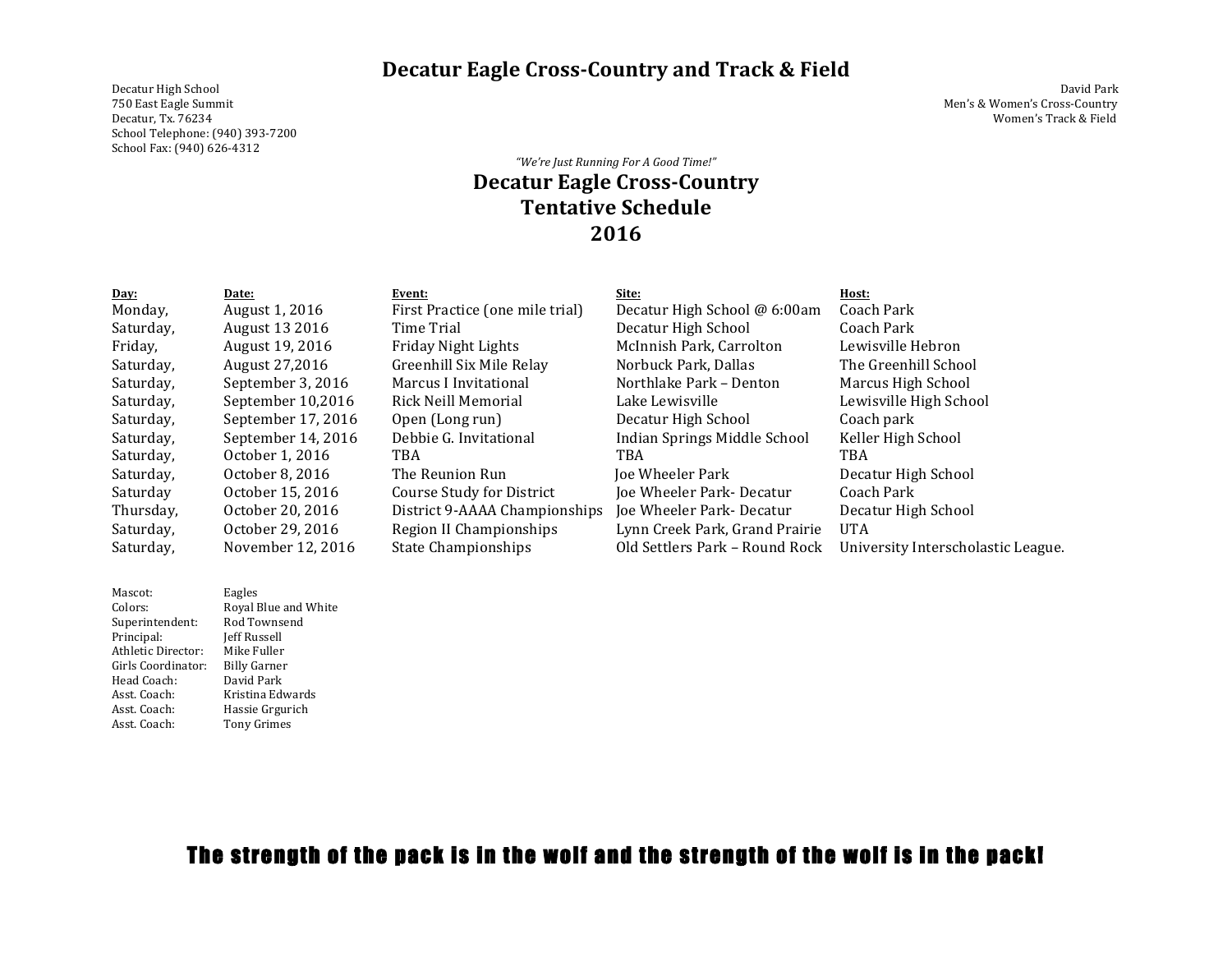# Decatur Eagle Cross-Country and Track & Field

Decatur High School
750 East Eagle Summit
Decatur, Tx. 76234
School Telephone: (940) 393-7200
School Fax: (940) 626-4312

David Park
Men's & Women's Cross-Country
Women's Track & Field

*"We're Just Running For A Good Time!"*

## Decatur Eagle Cross-Country
## Tentative Schedule
## 2016

| Day: | Date: | Event: | Site: | Host: |
|---|---|---|---|---|
| Monday, | August 1, 2016 | First Practice (one mile trial) | Decatur High School @ 6:00am | Coach Park |
| Saturday, | August 13 2016 | Time Trial | Decatur High School | Coach Park |
| Friday, | August 19, 2016 | Friday Night Lights | McInnish Park, Carrolton | Lewisville Hebron |
| Saturday, | August 27,2016 | Greenhill Six Mile Relay | Norbuck Park, Dallas | The Greenhill School |
| Saturday, | September 3, 2016 | Marcus I Invitational | Northlake Park – Denton | Marcus High School |
| Saturday, | September 10,2016 | Rick Neill Memorial | Lake Lewisville | Lewisville High School |
| Saturday, | September 17, 2016 | Open (Long run) | Decatur High School | Coach park |
| Saturday, | September 14, 2016 | Debbie G. Invitational | Indian Springs Middle School | Keller High School |
| Saturday, | October 1, 2016 | TBA | TBA | TBA |
| Saturday, | October 8, 2016 | The Reunion Run | Joe Wheeler Park | Decatur High School |
| Saturday | October 15, 2016 | Course Study for District | Joe Wheeler Park- Decatur | Coach Park |
| Thursday, | October 20, 2016 | District 9-AAAA Championships | Joe Wheeler Park- Decatur | Decatur High School |
| Saturday, | October 29, 2016 | Region II Championships | Lynn Creek Park, Grand Prairie | UTA |
| Saturday, | November 12, 2016 | State Championships | Old Settlers Park – Round Rock | University Interscholastic League. |

| | |
|---|---|
| Mascot: | Eagles |
| Colors: | Royal Blue and White |
| Superintendent: | Rod Townsend |
| Principal: | Jeff Russell |
| Athletic Director: | Mike Fuller |
| Girls Coordinator: | Billy Garner |
| Head Coach: | David Park |
| Asst. Coach: | Kristina Edwards |
| Asst. Coach: | Hassie Grgurich |
| Asst. Coach: | Tony Grimes |

**The strength of the pack is in the wolf and the strength of the wolf is in the pack!**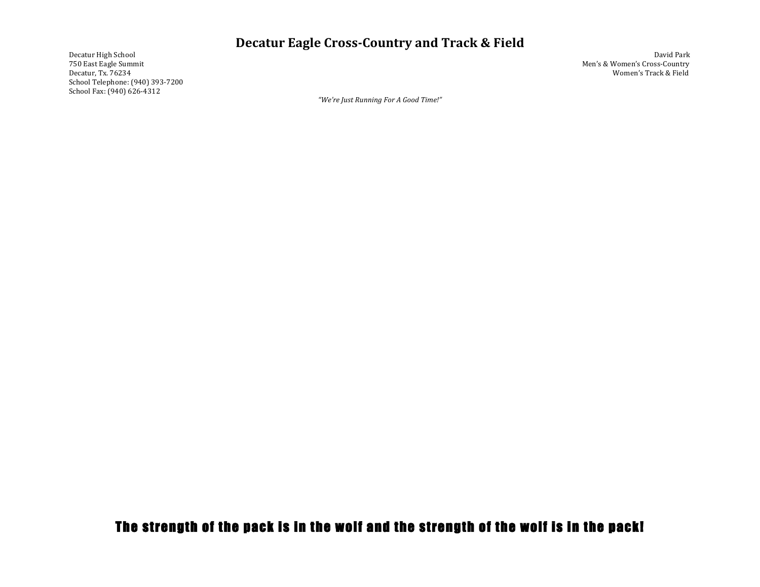# Decatur Eagle Cross-Country and Track & Field

Decatur High School
750 East Eagle Summit
Decatur, Tx. 76234
School Telephone: (940) 393-7200
School Fax: (940) 626-4312

David Park
Men's & Women's Cross-Country
Women's Track & Field

*"We're Just Running For A Good Time!"*

**The strength of the pack is in the wolf and the strength of the wolf is in the pack!**